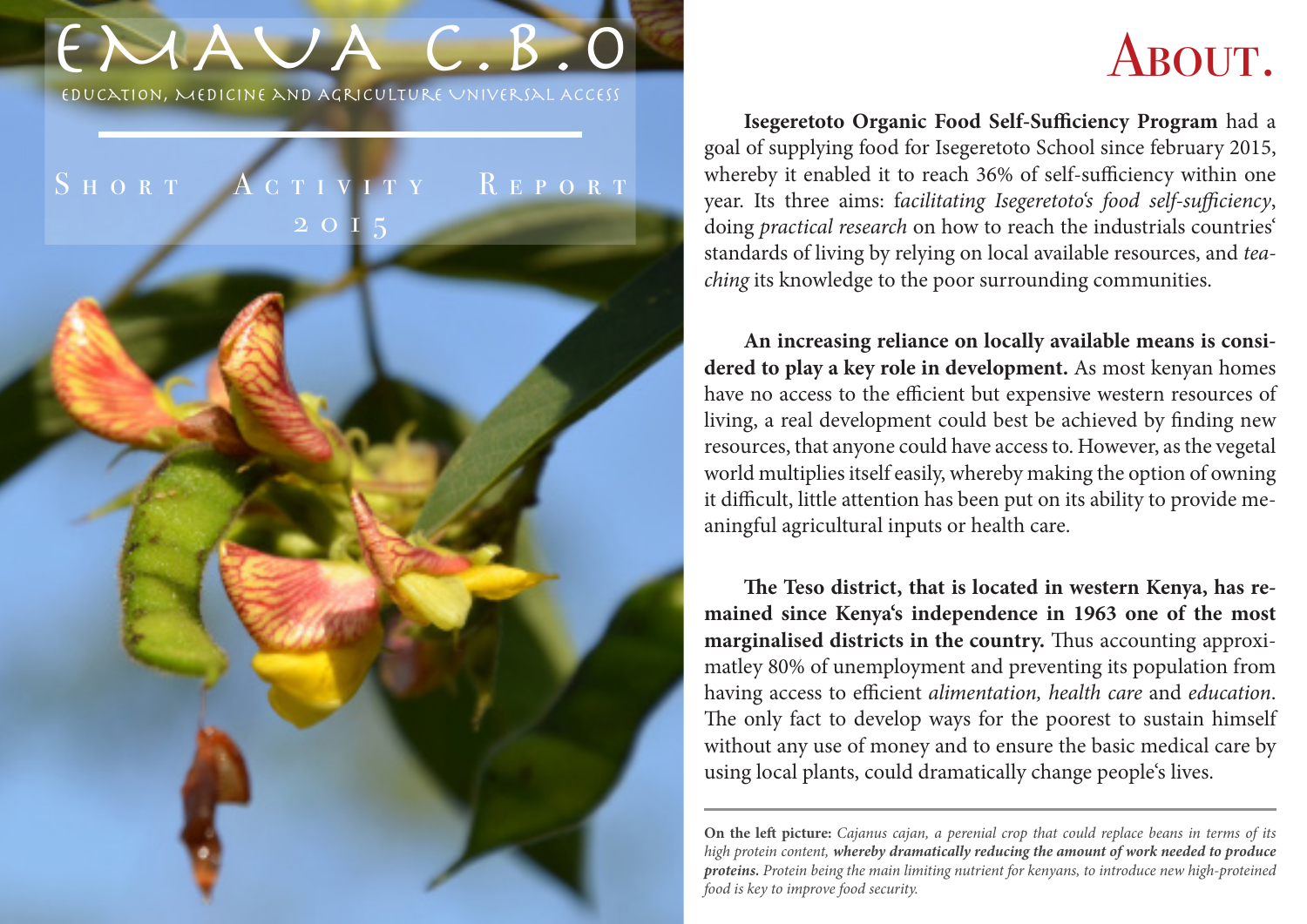# EMAVA C.B.O

EDUCATION, MEDICINE AND AGRICULTURE UNIVERSAL ACCESS

## Short Activity Report 2015

# About.

**Isegeretoto Organic Food Self-Sufficiency Program** had a goal of supplying food for Isegeretoto School since february 2015, whereby it enabled it to reach 36% of self-sufficiency within one year. Its three aims: f*acilitating Isegeretoto's food self-sufficiency*, doing *practical research* on how to reach the industrials countries' standards of living by relying on local available resources, and *teaching* its knowledge to the poor surrounding communities.

**An increasing reliance on locally available means is considered to play a key role in development.** As most kenyan homes have no access to the efficient but expensive western resources of living, a real development could best be achieved by finding new resources, that anyone could have access to. However, as the vegetal world multiplies itself easily, whereby making the option of owning it difficult, little attention has been put on its ability to provide meaningful agricultural inputs or health care.

**The Teso district, that is located in western Kenya, has remained since Kenya's independence in 1963 one of the most marginalised districts in the country.** Thus accounting approximatley 80% of unemployment and preventing its population from having access to efficient *alimentation, health care* and *education*. The only fact to develop ways for the poorest to sustain himself without any use of money and to ensure the basic medical care by using local plants, could dramatically change people's lives.

---

**On the left picture:** *Cajanus cajan, a perenial crop that could replace beans in terms of its high protein content,* ***whereby dramatically reducing the amount of work needed to produce proteins.*** *Protein being the main limiting nutrient for kenyans, to introduce new high-proteined food is key to improve food security.*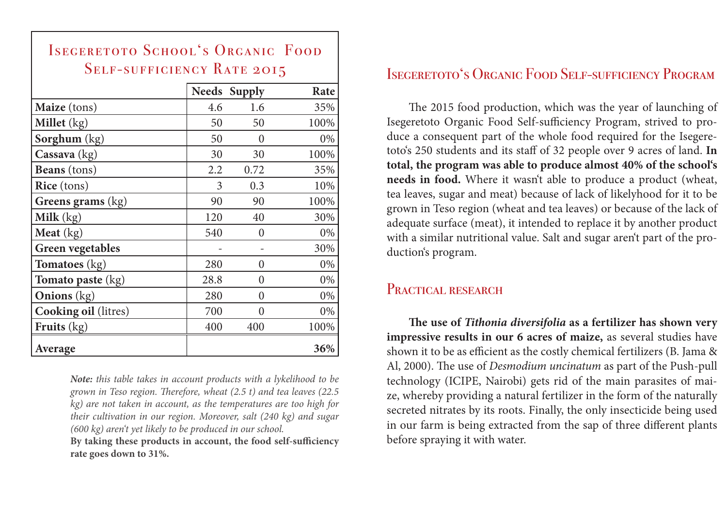## Isegeretoto School's Organic Food Self-sufficiency Rate 2015

| | Needs | Supply | Rate |
|---|---|---|---|
| **Maize** (tons) | 4.6 | 1.6 | 35% |
| **Millet** (kg) | 50 | 50 | 100% |
| **Sorghum** (kg) | 50 | 0 | 0% |
| **Cassava** (kg) | 30 | 30 | 100% |
| **Beans** (tons) | 2.2 | 0.72 | 35% |
| **Rice** (tons) | 3 | 0.3 | 10% |
| **Greens grams** (kg) | 90 | 90 | 100% |
| **Milk** (kg) | 120 | 40 | 30% |
| **Meat** (kg) | 540 | 0 | 0% |
| **Green vegetables** | - | - | 30% |
| **Tomatoes** (kg) | 280 | 0 | 0% |
| **Tomato paste** (kg) | 28.8 | 0 | 0% |
| **Onions** (kg) | 280 | 0 | 0% |
| **Cooking oil** (litres) | 700 | 0 | 0% |
| **Fruits** (kg) | 400 | 400 | 100% |
| **Average** | | | **36%** |

***Note:*** *this table takes in account products with a lykelihood to be grown in Teso region. Therefore, wheat (2.5 t) and tea leaves (22.5 kg) are not taken in account, as the temperatures are too high for their cultivation in our region. Moreover, salt (240 kg) and sugar (600 kg) aren't yet likely to be produced in our school.*

**By taking these products in account, the food self-sufficiency rate goes down to 31%.**

## Isegeretoto's Organic Food Self-sufficiency Program

The 2015 food production, which was the year of launching of Isegeretoto Organic Food Self-sufficiency Program, strived to produce a consequent part of the whole food required for the Isegeretoto's 250 students and its staff of 32 people over 9 acres of land. **In total, the program was able to produce almost 40% of the school's needs in food.** Where it wasn't able to produce a product (wheat, tea leaves, sugar and meat) because of lack of likelyhood for it to be grown in Teso region (wheat and tea leaves) or because of the lack of adequate surface (meat), it intended to replace it by another product with a similar nutritional value. Salt and sugar aren't part of the production's program.

## Practical research

**The use of *Tithonia diversifolia* as a fertilizer has shown very impressive results in our 6 acres of maize,** as several studies have shown it to be as efficient as the costly chemical fertilizers (B. Jama & Al, 2000). The use of *Desmodium uncinatum* as part of the Push-pull technology (ICIPE, Nairobi) gets rid of the main parasites of maize, whereby providing a natural fertilizer in the form of the naturally secreted nitrates by its roots. Finally, the only insecticide being used in our farm is being extracted from the sap of three different plants before spraying it with water.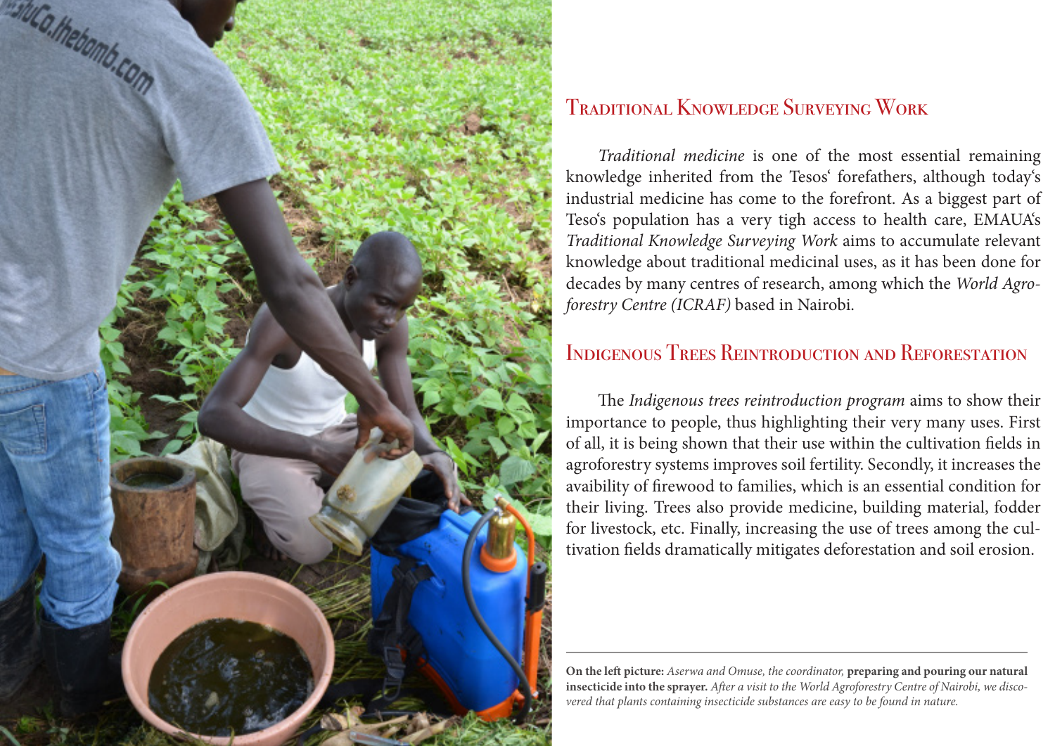## Traditional Knowledge Surveying Work

*Traditional medicine* is one of the most essential remaining knowledge inherited from the Tesos' forefathers, although today's industrial medicine has come to the forefront. As a biggest part of Teso's population has a very tigh access to health care, EMAUA's *Traditional Knowledge Surveying Work* aims to accumulate relevant knowledge about traditional medicinal uses, as it has been done for decades by many centres of research, among which the *World Agroforestry Centre (ICRAF)* based in Nairobi.

## Indigenous Trees Reintroduction and Reforestation

The *Indigenous trees reintroduction program* aims to show their importance to people, thus highlighting their very many uses. First of all, it is being shown that their use within the cultivation fields in agroforestry systems improves soil fertility. Secondly, it increases the avaibility of firewood to families, which is an essential condition for their living. Trees also provide medicine, building material, fodder for livestock, etc. Finally, increasing the use of trees among the cultivation fields dramatically mitigates deforestation and soil erosion.

---

**On the left picture:** *Aserwa and Omuse, the coordinator,* **preparing and pouring our natural insecticide into the sprayer.** *After a visit to the World Agroforestry Centre of Nairobi, we discovered that plants containing insecticide substances are easy to be found in nature.*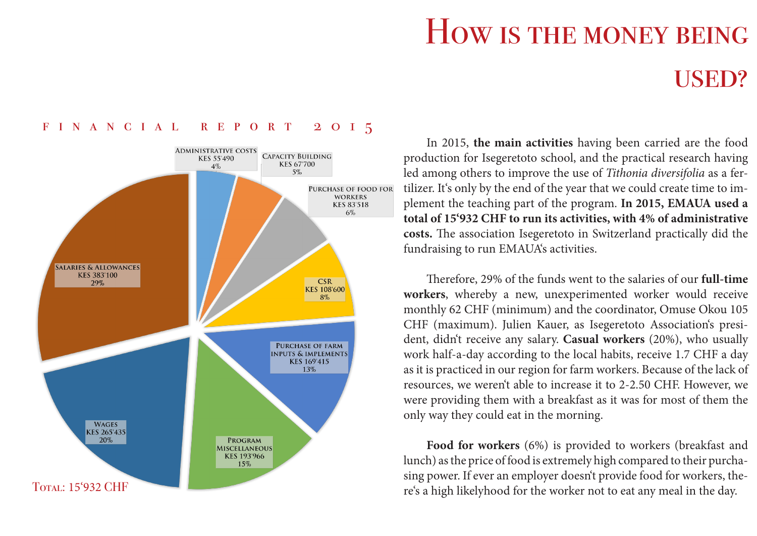# How is the money being used?

## Financial Report 2015

| Category | Amount | Share |
|---|---|---|
| Administrative costs | KES 55'490 | 4% |
| Capacity Building | KES 67'700 | 5% |
| Purchase of food for workers | KES 83'518 | 6% |
| CSR | KES 108'600 | 8% |
| Purchase of farm inputs & implements | KES 169'415 | 13% |
| Program Miscellaneous | KES 193'966 | 15% |
| Wages | KES 265'435 | 20% |
| Salaries & Allowances | KES 383'100 | 29% |

Total: 15‘932 CHF

In 2015, **the main activities** having been carried are the food production for Isegeretoto school, and the practical research having led among others to improve the use of *Tithonia diversifolia* as a fertilizer. It‘s only by the end of the year that we could create time to implement the teaching part of the program. **In 2015, EMAUA used a total of 15‘932 CHF to run its activities, with 4% of administrative costs.** The association Isegeretoto in Switzerland practically did the fundraising to run EMAUA's activities.

Therefore, 29% of the funds went to the salaries of our **full-time workers**, whereby a new, unexperimented worker would receive monthly 62 CHF (minimum) and the coordinator, Omuse Okou 105 CHF (maximum). Julien Kauer, as Isegeretoto Association‘s president, didn‘t receive any salary. **Casual workers** (20%), who usually work half-a-day according to the local habits, receive 1.7 CHF a day as it is practiced in our region for farm workers. Because of the lack of resources, we weren‘t able to increase it to 2-2.50 CHF. However, we were providing them with a breakfast as it was for most of them the only way they could eat in the morning.

**Food for workers** (6%) is provided to workers (breakfast and lunch) as the price of food is extremely high compared to their purchasing power. If ever an employer doesn‘t provide food for workers, there‘s a high likelyhood for the worker not to eat any meal in the day.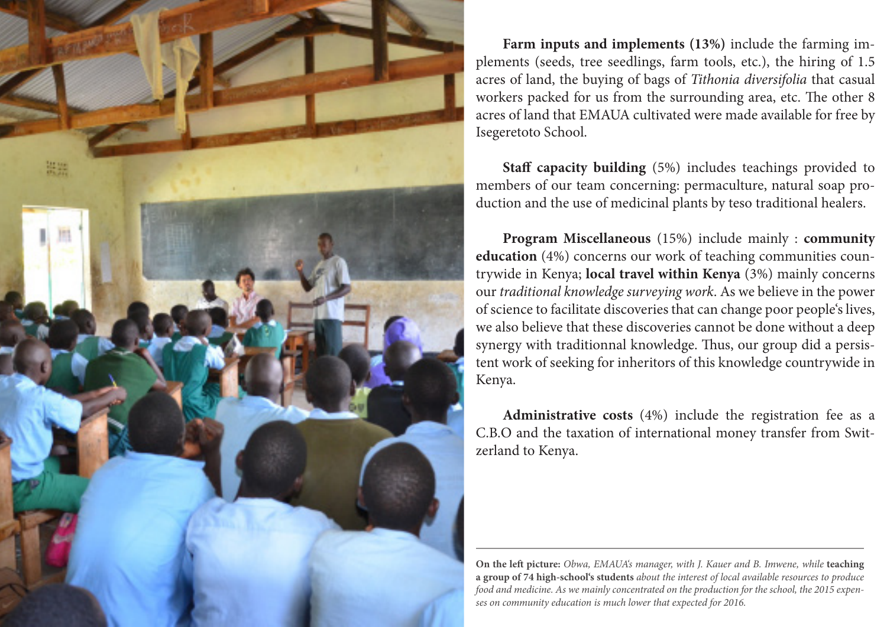**Farm inputs and implements (13%)** include the farming implements (seeds, tree seedlings, farm tools, etc.), the hiring of 1.5 acres of land, the buying of bags of *Tithonia diversifolia* that casual workers packed for us from the surrounding area, etc. The other 8 acres of land that EMAUA cultivated were made available for free by Isegeretoto School.

**Staff capacity building** (5%) includes teachings provided to members of our team concerning: permaculture, natural soap production and the use of medicinal plants by teso traditional healers.

**Program Miscellaneous** (15%) include mainly : **community education** (4%) concerns our work of teaching communities countrywide in Kenya; **local travel within Kenya** (3%) mainly concerns our *traditional knowledge surveying work*. As we believe in the power of science to facilitate discoveries that can change poor people's lives, we also believe that these discoveries cannot be done without a deep synergy with traditionnal knowledge. Thus, our group did a persistent work of seeking for inheritors of this knowledge countrywide in Kenya.

**Administrative costs** (4%) include the registration fee as a C.B.O and the taxation of international money transfer from Switzerland to Kenya.

---

**On the left picture:** *Obwa, EMAUA's manager, with J. Kauer and B. Imwene, while* **teaching a group of 74 high-school's students** *about the interest of local available resources to produce food and medicine. As we mainly concentrated on the production for the school, the 2015 expenses on community education is much lower that expected for 2016.*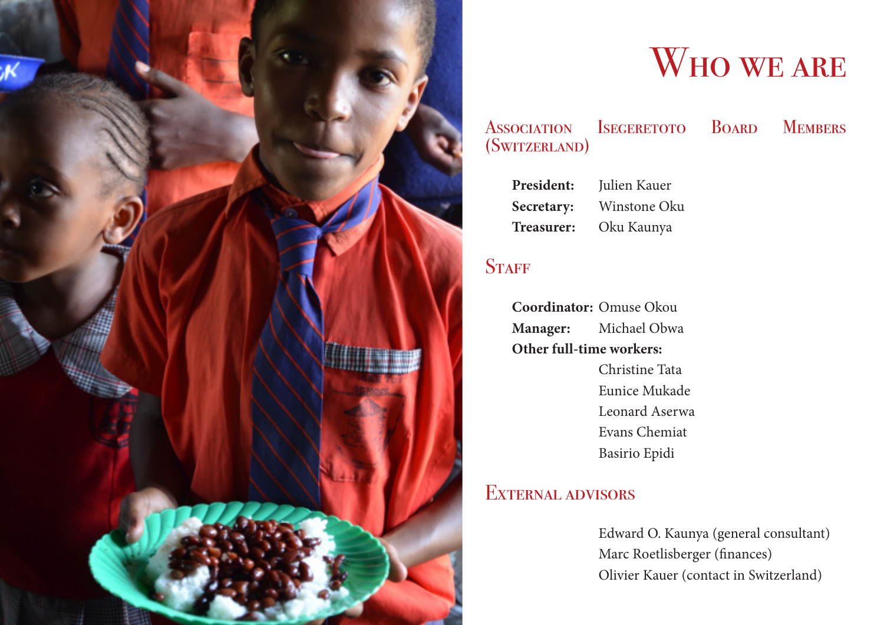# Who we are

## Association Isegeretoto Board Members (Switzerland)

**President:** Julien Kauer
**Secretary:** Winstone Oku
**Treasurer:** Oku Kaunya

## Staff

**Coordinator:** Omuse Okou
**Manager:** Michael Obwa
**Other full-time workers:**

Christine Tata
Eunice Mukade
Leonard Aserwa
Evans Chemiat
Basirio Epidi

## External advisors

Edward O. Kaunya (general consultant)
Marc Roetlisberger (finances)
Olivier Kauer (contact in Switzerland)